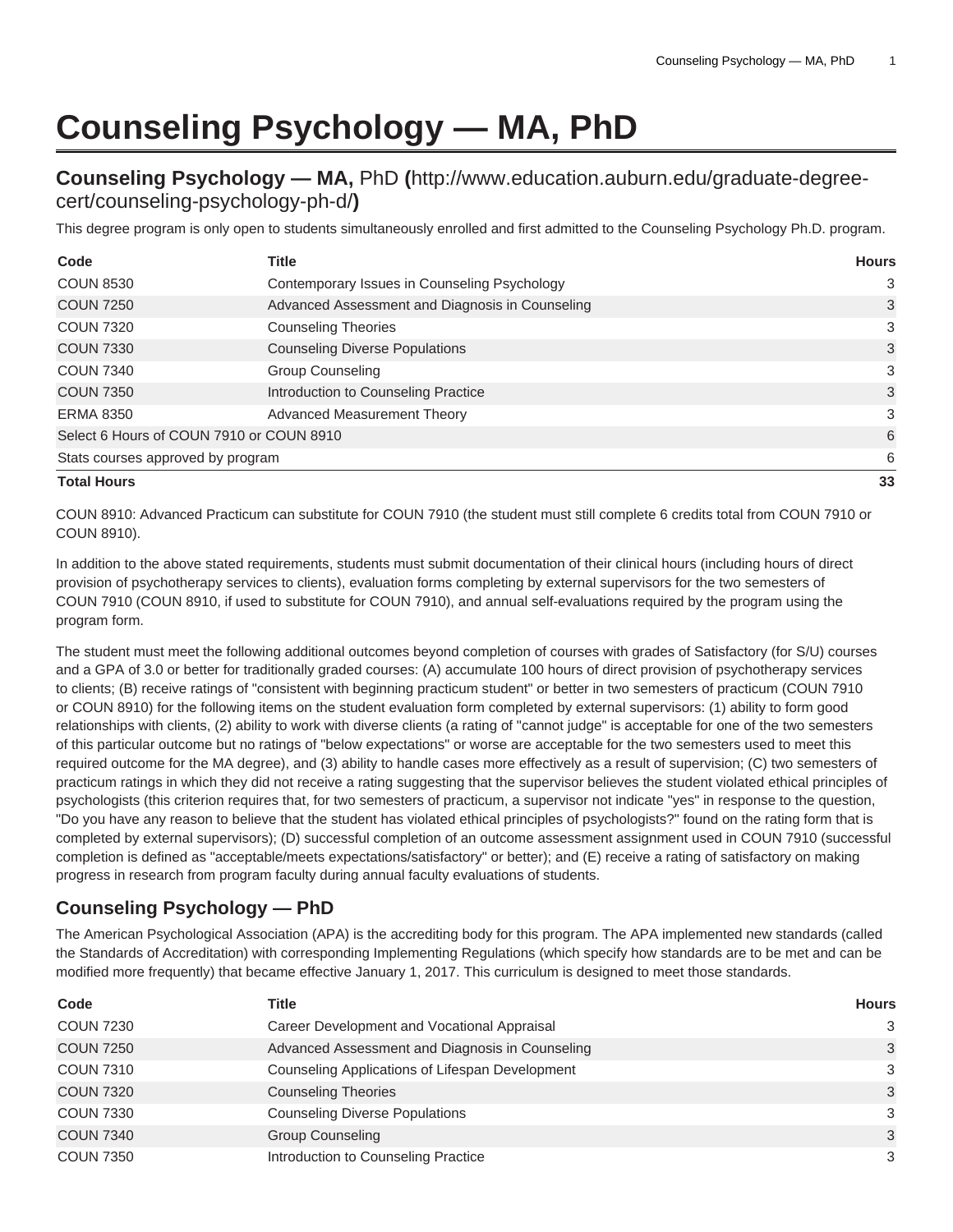# Counseling Psychology — MA, PhD

## Counseling Psychology — MA, PhD (http://www.education.auburn.edu/graduate-degree-cert/counseling-psychology-ph-d/)

This degree program is only open to students simultaneously enrolled and first admitted to the Counseling Psychology Ph.D. program.

| Code | Title | Hours |
|---|---|---|
| COUN 8530 | Contemporary Issues in Counseling Psychology | 3 |
| COUN 7250 | Advanced Assessment and Diagnosis in Counseling | 3 |
| COUN 7320 | Counseling Theories | 3 |
| COUN 7330 | Counseling Diverse Populations | 3 |
| COUN 7340 | Group Counseling | 3 |
| COUN 7350 | Introduction to Counseling Practice | 3 |
| ERMA 8350 | Advanced Measurement Theory | 3 |
| Select 6 Hours of COUN 7910 or COUN 8910 | | 6 |
| Stats courses approved by program | | 6 |
| **Total Hours** | | **33** |

COUN 8910: Advanced Practicum can substitute for COUN 7910 (the student must still complete 6 credits total from COUN 7910 or COUN 8910).

In addition to the above stated requirements, students must submit documentation of their clinical hours (including hours of direct provision of psychotherapy services to clients), evaluation forms completing by external supervisors for the two semesters of COUN 7910 (COUN 8910, if used to substitute for COUN 7910), and annual self-evaluations required by the program using the program form.

The student must meet the following additional outcomes beyond completion of courses with grades of Satisfactory (for S/U) courses and a GPA of 3.0 or better for traditionally graded courses: (A) accumulate 100 hours of direct provision of psychotherapy services to clients; (B) receive ratings of "consistent with beginning practicum student" or better in two semesters of practicum (COUN 7910 or COUN 8910) for the following items on the student evaluation form completed by external supervisors: (1) ability to form good relationships with clients, (2) ability to work with diverse clients (a rating of "cannot judge" is acceptable for one of the two semesters of this particular outcome but no ratings of "below expectations" or worse are acceptable for the two semesters used to meet this required outcome for the MA degree), and (3) ability to handle cases more effectively as a result of supervision; (C) two semesters of practicum ratings in which they did not receive a rating suggesting that the supervisor believes the student violated ethical principles of psychologists (this criterion requires that, for two semesters of practicum, a supervisor not indicate "yes" in response to the question, "Do you have any reason to believe that the student has violated ethical principles of psychologists?" found on the rating form that is completed by external supervisors); (D) successful completion of an outcome assessment assignment used in COUN 7910 (successful completion is defined as "acceptable/meets expectations/satisfactory" or better); and (E) receive a rating of satisfactory on making progress in research from program faculty during annual faculty evaluations of students.

## Counseling Psychology — PhD

The American Psychological Association (APA) is the accrediting body for this program. The APA implemented new standards (called the Standards of Accreditation) with corresponding Implementing Regulations (which specify how standards are to be met and can be modified more frequently) that became effective January 1, 2017. This curriculum is designed to meet those standards.

| Code | Title | Hours |
|---|---|---|
| COUN 7230 | Career Development and Vocational Appraisal | 3 |
| COUN 7250 | Advanced Assessment and Diagnosis in Counseling | 3 |
| COUN 7310 | Counseling Applications of Lifespan Development | 3 |
| COUN 7320 | Counseling Theories | 3 |
| COUN 7330 | Counseling Diverse Populations | 3 |
| COUN 7340 | Group Counseling | 3 |
| COUN 7350 | Introduction to Counseling Practice | 3 |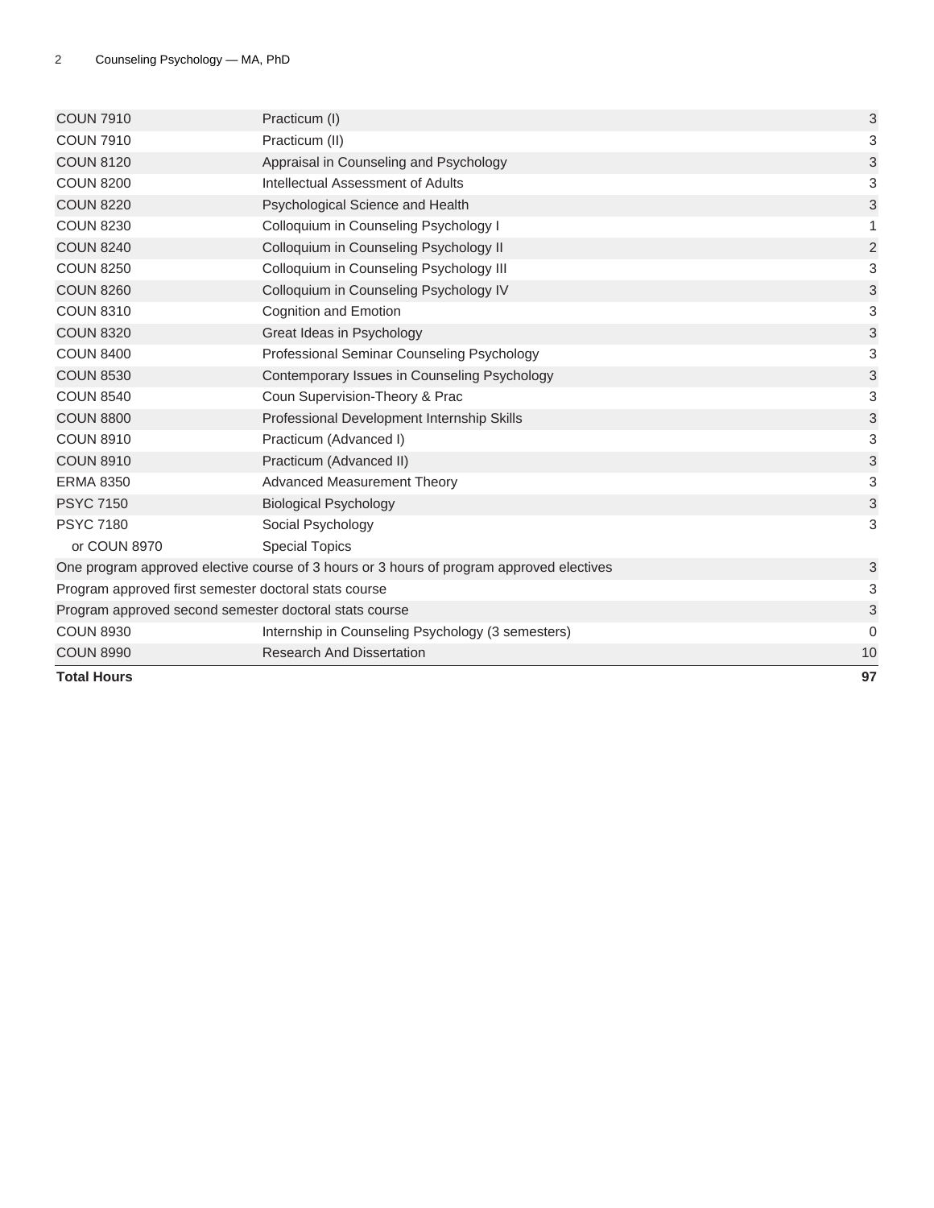| | | |
|---|---|---|
| COUN 7910 | Practicum (I) | 3 |
| COUN 7910 | Practicum (II) | 3 |
| COUN 8120 | Appraisal in Counseling and Psychology | 3 |
| COUN 8200 | Intellectual Assessment of Adults | 3 |
| COUN 8220 | Psychological Science and Health | 3 |
| COUN 8230 | Colloquium in Counseling Psychology I | 1 |
| COUN 8240 | Colloquium in Counseling Psychology II | 2 |
| COUN 8250 | Colloquium in Counseling Psychology III | 3 |
| COUN 8260 | Colloquium in Counseling Psychology IV | 3 |
| COUN 8310 | Cognition and Emotion | 3 |
| COUN 8320 | Great Ideas in Psychology | 3 |
| COUN 8400 | Professional Seminar Counseling Psychology | 3 |
| COUN 8530 | Contemporary Issues in Counseling Psychology | 3 |
| COUN 8540 | Coun Supervision-Theory & Prac | 3 |
| COUN 8800 | Professional Development Internship Skills | 3 |
| COUN 8910 | Practicum (Advanced I) | 3 |
| COUN 8910 | Practicum (Advanced II) | 3 |
| ERMA 8350 | Advanced Measurement Theory | 3 |
| PSYC 7150 | Biological Psychology | 3 |
| PSYC 7180 | Social Psychology | 3 |
| or COUN 8970 | Special Topics | |
| One program approved elective course of 3 hours or 3 hours of program approved electives | | 3 |
| Program approved first semester doctoral stats course | | 3 |
| Program approved second semester doctoral stats course | | 3 |
| COUN 8930 | Internship in Counseling Psychology (3 semesters) | 0 |
| COUN 8990 | Research And Dissertation | 10 |
| **Total Hours** | | **97** |